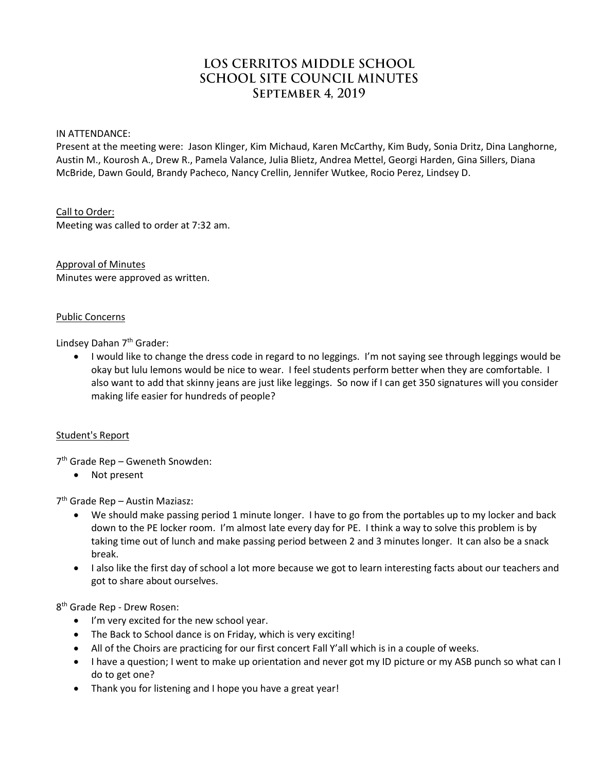# LOS CERRITOS MIDDLE SCHOOL
# SCHOOL SITE COUNCIL MINUTES
## September 4, 2019

IN ATTENDANCE:
Present at the meeting were: Jason Klinger, Kim Michaud, Karen McCarthy, Kim Budy, Sonia Dritz, Dina Langhorne, Austin M., Kourosh A., Drew R., Pamela Valance, Julia Blietz, Andrea Mettel, Georgi Harden, Gina Sillers, Diana McBride, Dawn Gould, Brandy Pacheco, Nancy Crellin, Jennifer Wutkee, Rocio Perez, Lindsey D.

<u>Call to Order:</u>
Meeting was called to order at 7:32 am.

<u>Approval of Minutes</u>
Minutes were approved as written.

<u>Public Concerns</u>

Lindsey Dahan 7th Grader:

- I would like to change the dress code in regard to no leggings. I'm not saying see through leggings would be okay but lulu lemons would be nice to wear. I feel students perform better when they are comfortable. I also want to add that skinny jeans are just like leggings. So now if I can get 350 signatures will you consider making life easier for hundreds of people?

<u>Student's Report</u>

7th Grade Rep – Gweneth Snowden:

- Not present

7th Grade Rep – Austin Maziasz:

- We should make passing period 1 minute longer. I have to go from the portables up to my locker and back down to the PE locker room. I'm almost late every day for PE. I think a way to solve this problem is by taking time out of lunch and make passing period between 2 and 3 minutes longer. It can also be a snack break.
- I also like the first day of school a lot more because we got to learn interesting facts about our teachers and got to share about ourselves.

8th Grade Rep - Drew Rosen:

- I'm very excited for the new school year.
- The Back to School dance is on Friday, which is very exciting!
- All of the Choirs are practicing for our first concert Fall Y'all which is in a couple of weeks.
- I have a question; I went to make up orientation and never got my ID picture or my ASB punch so what can I do to get one?
- Thank you for listening and I hope you have a great year!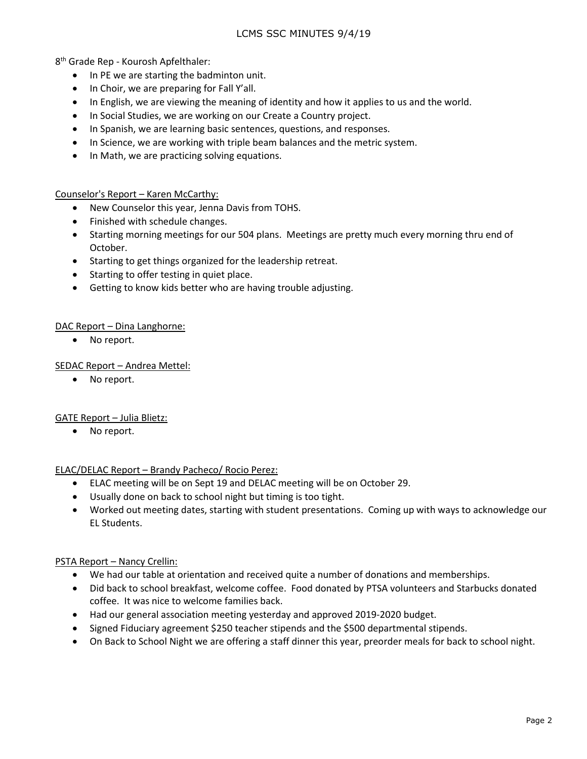8th Grade Rep - Kourosh Apfelthaler:

- In PE we are starting the badminton unit.
- In Choir, we are preparing for Fall Y'all.
- In English, we are viewing the meaning of identity and how it applies to us and the world.
- In Social Studies, we are working on our Create a Country project.
- In Spanish, we are learning basic sentences, questions, and responses.
- In Science, we are working with triple beam balances and the metric system.
- In Math, we are practicing solving equations.

Counselor's Report – Karen McCarthy:

- New Counselor this year, Jenna Davis from TOHS.
- Finished with schedule changes.
- Starting morning meetings for our 504 plans. Meetings are pretty much every morning thru end of October.
- Starting to get things organized for the leadership retreat.
- Starting to offer testing in quiet place.
- Getting to know kids better who are having trouble adjusting.

DAC Report – Dina Langhorne:

- No report.

SEDAC Report – Andrea Mettel:

- No report.

GATE Report – Julia Blietz:

- No report.

ELAC/DELAC Report – Brandy Pacheco/ Rocio Perez:

- ELAC meeting will be on Sept 19 and DELAC meeting will be on October 29.
- Usually done on back to school night but timing is too tight.
- Worked out meeting dates, starting with student presentations. Coming up with ways to acknowledge our EL Students.

PSTA Report – Nancy Crellin:

- We had our table at orientation and received quite a number of donations and memberships.
- Did back to school breakfast, welcome coffee. Food donated by PTSA volunteers and Starbucks donated coffee. It was nice to welcome families back.
- Had our general association meeting yesterday and approved 2019-2020 budget.
- Signed Fiduciary agreement $250 teacher stipends and the $500 departmental stipends.
- On Back to School Night we are offering a staff dinner this year, preorder meals for back to school night.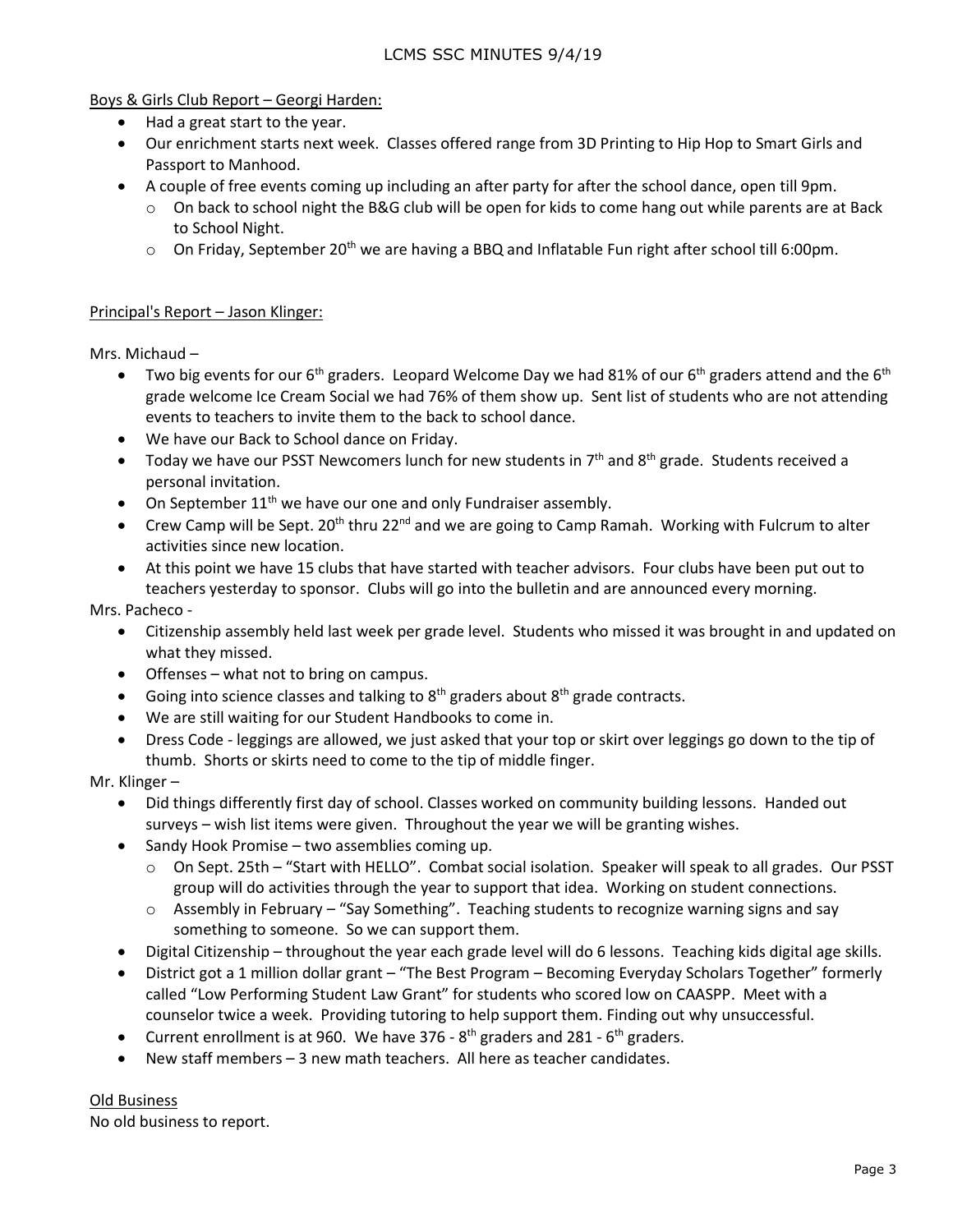Boys & Girls Club Report – Georgi Harden:

- Had a great start to the year.
- Our enrichment starts next week. Classes offered range from 3D Printing to Hip Hop to Smart Girls and Passport to Manhood.
- A couple of free events coming up including an after party for after the school dance, open till 9pm.
  - On back to school night the B&G club will be open for kids to come hang out while parents are at Back to School Night.
  - On Friday, September 20th we are having a BBQ and Inflatable Fun right after school till 6:00pm.

Principal's Report – Jason Klinger:

Mrs. Michaud –

- Two big events for our 6th graders. Leopard Welcome Day we had 81% of our 6th graders attend and the 6th grade welcome Ice Cream Social we had 76% of them show up. Sent list of students who are not attending events to teachers to invite them to the back to school dance.
- We have our Back to School dance on Friday.
- Today we have our PSST Newcomers lunch for new students in 7th and 8th grade. Students received a personal invitation.
- On September 11th we have our one and only Fundraiser assembly.
- Crew Camp will be Sept. 20th thru 22nd and we are going to Camp Ramah. Working with Fulcrum to alter activities since new location.
- At this point we have 15 clubs that have started with teacher advisors. Four clubs have been put out to teachers yesterday to sponsor. Clubs will go into the bulletin and are announced every morning.

Mrs. Pacheco -

- Citizenship assembly held last week per grade level. Students who missed it was brought in and updated on what they missed.
- Offenses – what not to bring on campus.
- Going into science classes and talking to 8th graders about 8th grade contracts.
- We are still waiting for our Student Handbooks to come in.
- Dress Code - leggings are allowed, we just asked that your top or skirt over leggings go down to the tip of thumb. Shorts or skirts need to come to the tip of middle finger.

Mr. Klinger –

- Did things differently first day of school. Classes worked on community building lessons. Handed out surveys – wish list items were given. Throughout the year we will be granting wishes.
- Sandy Hook Promise – two assemblies coming up.
  - On Sept. 25th – "Start with HELLO". Combat social isolation. Speaker will speak to all grades. Our PSST group will do activities through the year to support that idea. Working on student connections.
  - Assembly in February – "Say Something". Teaching students to recognize warning signs and say something to someone. So we can support them.
- Digital Citizenship – throughout the year each grade level will do 6 lessons. Teaching kids digital age skills.
- District got a 1 million dollar grant – "The Best Program – Becoming Everyday Scholars Together" formerly called "Low Performing Student Law Grant" for students who scored low on CAASPP. Meet with a counselor twice a week. Providing tutoring to help support them. Finding out why unsuccessful.
- Current enrollment is at 960. We have 376 - 8th graders and 281 - 6th graders.
- New staff members – 3 new math teachers. All here as teacher candidates.

Old Business

No old business to report.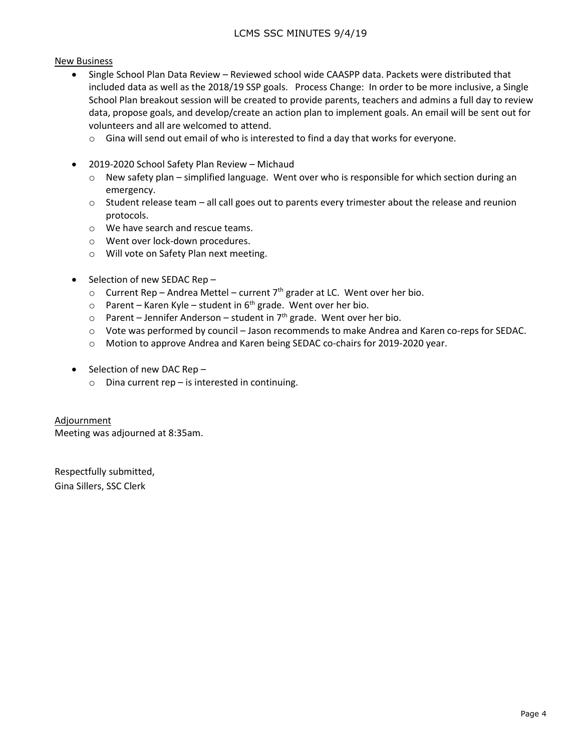New Business

- Single School Plan Data Review – Reviewed school wide CAASPP data. Packets were distributed that included data as well as the 2018/19 SSP goals. Process Change: In order to be more inclusive, a Single School Plan breakout session will be created to provide parents, teachers and admins a full day to review data, propose goals, and develop/create an action plan to implement goals. An email will be sent out for volunteers and all are welcomed to attend.
  - Gina will send out email of who is interested to find a day that works for everyone.

- 2019-2020 School Safety Plan Review – Michaud
  - New safety plan – simplified language. Went over who is responsible for which section during an emergency.
  - Student release team – all call goes out to parents every trimester about the release and reunion protocols.
  - We have search and rescue teams.
  - Went over lock-down procedures.
  - Will vote on Safety Plan next meeting.

- Selection of new SEDAC Rep –
  - Current Rep – Andrea Mettel – current 7th grader at LC. Went over her bio.
  - Parent – Karen Kyle – student in 6th grade. Went over her bio.
  - Parent – Jennifer Anderson – student in 7th grade. Went over her bio.
  - Vote was performed by council – Jason recommends to make Andrea and Karen co-reps for SEDAC.
  - Motion to approve Andrea and Karen being SEDAC co-chairs for 2019-2020 year.

- Selection of new DAC Rep –
  - Dina current rep – is interested in continuing.

Adjournment

Meeting was adjourned at 8:35am.

Respectfully submitted,
Gina Sillers, SSC Clerk